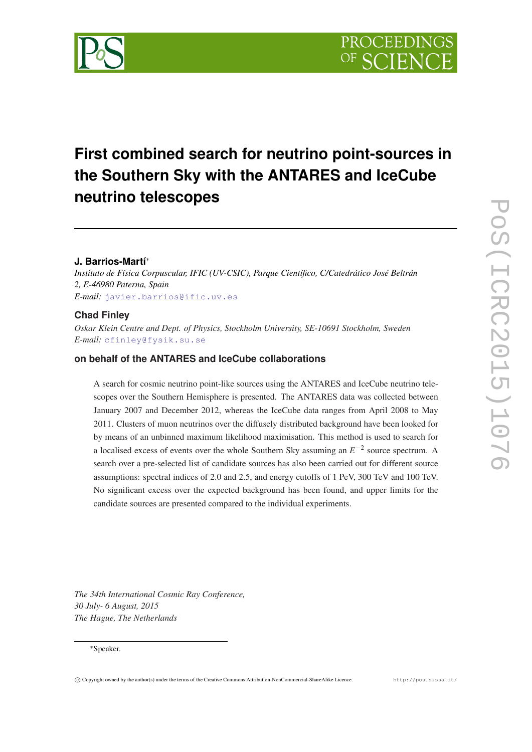# First combined search for neutrino point-sources in the Southern Sky with the ANTARES and IceCube neutrino telescopes

**J. Barrios-Martí***

*Instituto de Física Corpuscular, IFIC (UV-CSIC), Parque Científico, C/Catedrático José Beltrán 2, E-46980 Paterna, Spain*
*E-mail:* javier.barrios@ific.uv.es

**Chad Finley**

*Oskar Klein Centre and Dept. of Physics, Stockholm University, SE-10691 Stockholm, Sweden*
*E-mail:* cfinley@fysik.su.se

**on behalf of the ANTARES and IceCube collaborations**

A search for cosmic neutrino point-like sources using the ANTARES and IceCube neutrino telescopes over the Southern Hemisphere is presented. The ANTARES data was collected between January 2007 and December 2012, whereas the IceCube data ranges from April 2008 to May 2011. Clusters of muon neutrinos over the diffusely distributed background have been looked for by means of an unbinned maximum likelihood maximisation. This method is used to search for a localised excess of events over the whole Southern Sky assuming an $E^{-2}$ source spectrum. A search over a pre-selected list of candidate sources has also been carried out for different source assumptions: spectral indices of 2.0 and 2.5, and energy cutoffs of 1 PeV, 300 TeV and 100 TeV. No significant excess over the expected background has been found, and upper limits for the candidate sources are presented compared to the individual experiments.

*The 34th International Cosmic Ray Conference,*
*30 July- 6 August, 2015*
*The Hague, The Netherlands*

*Speaker.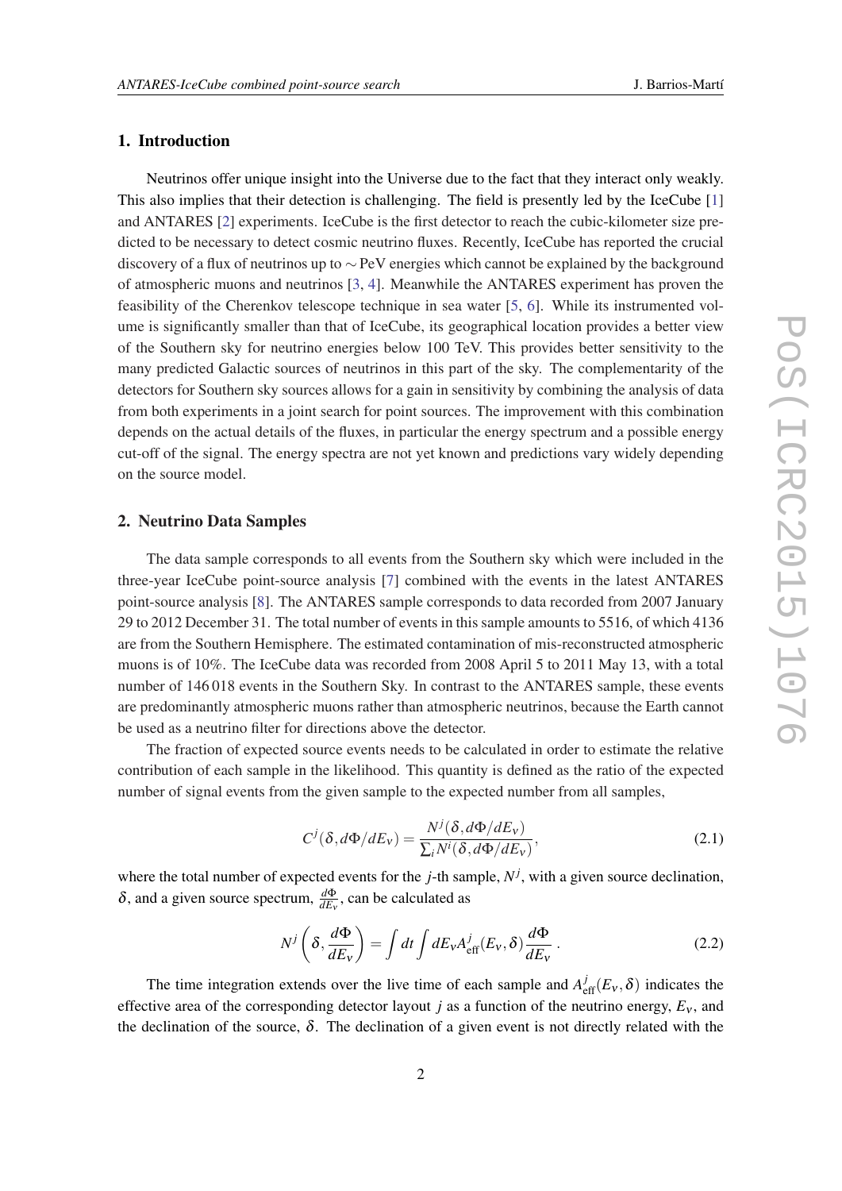## 1. Introduction

Neutrinos offer unique insight into the Universe due to the fact that they interact only weakly. This also implies that their detection is challenging. The field is presently led by the IceCube [1] and ANTARES [2] experiments. IceCube is the first detector to reach the cubic-kilometer size predicted to be necessary to detect cosmic neutrino fluxes. Recently, IceCube has reported the crucial discovery of a flux of neutrinos up to $\sim$PeV energies which cannot be explained by the background of atmospheric muons and neutrinos [3, 4]. Meanwhile the ANTARES experiment has proven the feasibility of the Cherenkov telescope technique in sea water [5, 6]. While its instrumented volume is significantly smaller than that of IceCube, its geographical location provides a better view of the Southern sky for neutrino energies below 100 TeV. This provides better sensitivity to the many predicted Galactic sources of neutrinos in this part of the sky. The complementarity of the detectors for Southern sky sources allows for a gain in sensitivity by combining the analysis of data from both experiments in a joint search for point sources. The improvement with this combination depends on the actual details of the fluxes, in particular the energy spectrum and a possible energy cut-off of the signal. The energy spectra are not yet known and predictions vary widely depending on the source model.

## 2. Neutrino Data Samples

The data sample corresponds to all events from the Southern sky which were included in the three-year IceCube point-source analysis [7] combined with the events in the latest ANTARES point-source analysis [8]. The ANTARES sample corresponds to data recorded from 2007 January 29 to 2012 December 31. The total number of events in this sample amounts to 5516, of which 4136 are from the Southern Hemisphere. The estimated contamination of mis-reconstructed atmospheric muons is of 10%. The IceCube data was recorded from 2008 April 5 to 2011 May 13, with a total number of 146 018 events in the Southern Sky. In contrast to the ANTARES sample, these events are predominantly atmospheric muons rather than atmospheric neutrinos, because the Earth cannot be used as a neutrino filter for directions above the detector.

The fraction of expected source events needs to be calculated in order to estimate the relative contribution of each sample in the likelihood. This quantity is defined as the ratio of the expected number of signal events from the given sample to the expected number from all samples,

$$C^j(\delta, d\Phi/dE_\nu) = \frac{N^j(\delta, d\Phi/dE_\nu)}{\sum_i N^i(\delta, d\Phi/dE_\nu)}, \tag{2.1}$$

where the total number of expected events for the $j$-th sample, $N^j$, with a given source declination, $\delta$, and a given source spectrum, $\frac{d\Phi}{dE_\nu}$, can be calculated as

$$N^j\left(\delta, \frac{d\Phi}{dE_\nu}\right) = \int dt \int dE_\nu A^j_{\mathrm{eff}}(E_\nu, \delta) \frac{d\Phi}{dE_\nu} \,. \tag{2.2}$$

The time integration extends over the live time of each sample and $A^j_{\mathrm{eff}}(E_\nu, \delta)$ indicates the effective area of the corresponding detector layout $j$ as a function of the neutrino energy, $E_\nu$, and the declination of the source, $\delta$. The declination of a given event is not directly related with the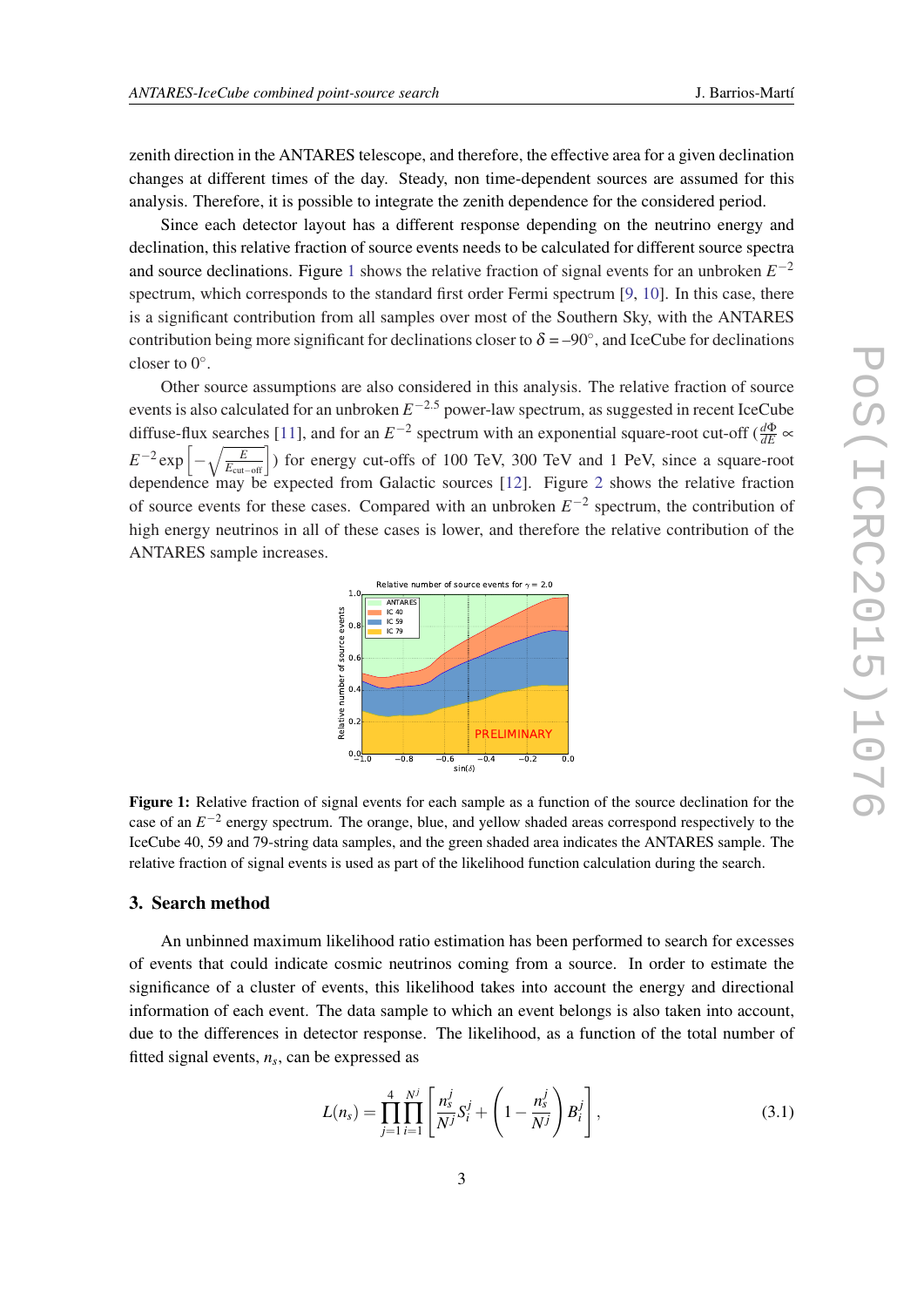zenith direction in the ANTARES telescope, and therefore, the effective area for a given declination changes at different times of the day. Steady, non time-dependent sources are assumed for this analysis. Therefore, it is possible to integrate the zenith dependence for the considered period.

Since each detector layout has a different response depending on the neutrino energy and declination, this relative fraction of source events needs to be calculated for different source spectra and source declinations. Figure 1 shows the relative fraction of signal events for an unbroken $E^{-2}$ spectrum, which corresponds to the standard first order Fermi spectrum [9, 10]. In this case, there is a significant contribution from all samples over most of the Southern Sky, with the ANTARES contribution being more significant for declinations closer to $\delta = -90°$, and IceCube for declinations closer to $0°$.

Other source assumptions are also considered in this analysis. The relative fraction of source events is also calculated for an unbroken $E^{-2.5}$ power-law spectrum, as suggested in recent IceCube diffuse-flux searches [11], and for an $E^{-2}$ spectrum with an exponential square-root cut-off ($\frac{d\Phi}{dE} \propto E^{-2}\exp\left[-\sqrt{\frac{E}{E_{\mathrm{cut-off}}}}\right]$) for energy cut-offs of 100 TeV, 300 TeV and 1 PeV, since a square-root dependence may be expected from Galactic sources [12]. Figure 2 shows the relative fraction of source events for these cases. Compared with an unbroken $E^{-2}$ spectrum, the contribution of high energy neutrinos in all of these cases is lower, and therefore the relative contribution of the ANTARES sample increases.

**Figure 1:** Relative fraction of signal events for each sample as a function of the source declination for the case of an $E^{-2}$ energy spectrum. The orange, blue, and yellow shaded areas correspond respectively to the IceCube 40, 59 and 79-string data samples, and the green shaded area indicates the ANTARES sample. The relative fraction of signal events is used as part of the likelihood function calculation during the search.

## 3. Search method

An unbinned maximum likelihood ratio estimation has been performed to search for excesses of events that could indicate cosmic neutrinos coming from a source. In order to estimate the significance of a cluster of events, this likelihood takes into account the energy and directional information of each event. The data sample to which an event belongs is also taken into account, due to the differences in detector response. The likelihood, as a function of the total number of fitted signal events, $n_s$, can be expressed as

$$L(n_s) = \prod_{j=1}^{4}\prod_{i=1}^{N^j}\left[\frac{n_s^j}{N^j}S_i^j + \left(1 - \frac{n_s^j}{N^j}\right)B_i^j\right], \tag{3.1}$$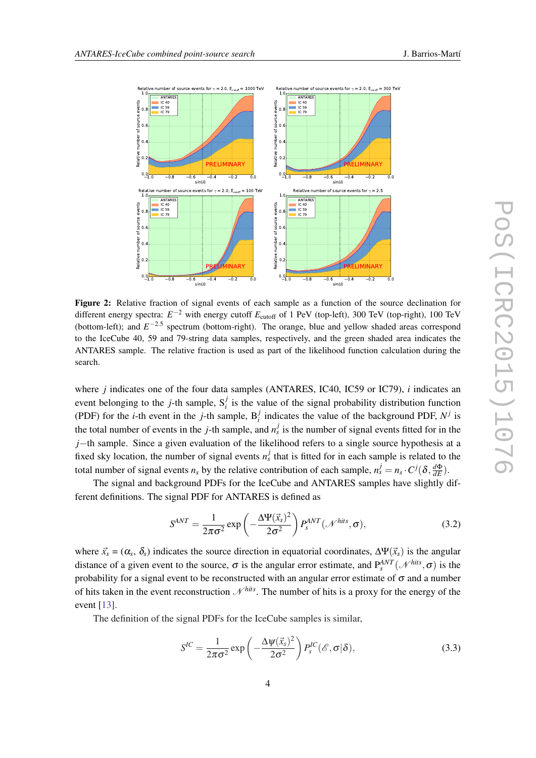**Figure 2:** Relative fraction of signal events of each sample as a function of the source declination for different energy spectra: $E^{-2}$ with energy cutoff $E_{\rm cutoff}$ of 1 PeV (top-left), 300 TeV (top-right), 100 TeV (bottom-left); and $E^{-2.5}$ spectrum (bottom-right). The orange, blue and yellow shaded areas correspond to the IceCube 40, 59 and 79-string data samples, respectively, and the green shaded area indicates the ANTARES sample. The relative fraction is used as part of the likelihood function calculation during the search.

where $j$ indicates one of the four data samples (ANTARES, IC40, IC59 or IC79), $i$ indicates an event belonging to the $j$-th sample, $S_i^j$ is the value of the signal probability distribution function (PDF) for the $i$-th event in the $j$-th sample, $B_i^j$ indicates the value of the background PDF, $N^j$ is the total number of events in the $j$-th sample, and $n_s^j$ is the number of signal events fitted for in the $j-$th sample. Since a given evaluation of the likelihood refers to a single source hypothesis at a fixed sky location, the number of signal events $n_s^j$ that is fitted for in each sample is related to the total number of signal events $n_s$ by the relative contribution of each sample, $n_s^j = n_s \cdot C^j(\delta, \frac{d\Phi}{dE})$.

The signal and background PDFs for the IceCube and ANTARES samples have slightly different definitions. The signal PDF for ANTARES is defined as

$$S^{ANT} = \frac{1}{2\pi\sigma^2} \exp\left(-\frac{\Delta\Psi(\vec{x}_s)^2}{2\sigma^2}\right) P_s^{ANT}(\mathcal{N}^{hits}, \sigma), \tag{3.2}$$

where $\vec{x}_s = (\alpha_s,\, \delta_s)$ indicates the source direction in equatorial coordinates, $\Delta\Psi(\vec{x}_s)$ is the angular distance of a given event to the source, $\sigma$ is the angular error estimate, and $P_s^{ANT}(\mathcal{N}^{hits}, \sigma)$ is the probability for a signal event to be reconstructed with an angular error estimate of $\sigma$ and a number of hits taken in the event reconstruction $\mathcal{N}^{hits}$. The number of hits is a proxy for the energy of the event [13].

The definition of the signal PDFs for the IceCube samples is similar,

$$S^{IC} = \frac{1}{2\pi\sigma^2} \exp\left(-\frac{\Delta\psi(\vec{x}_s)^2}{2\sigma^2}\right) P_s^{IC}(\mathcal{E}, \sigma|\delta), \tag{3.3}$$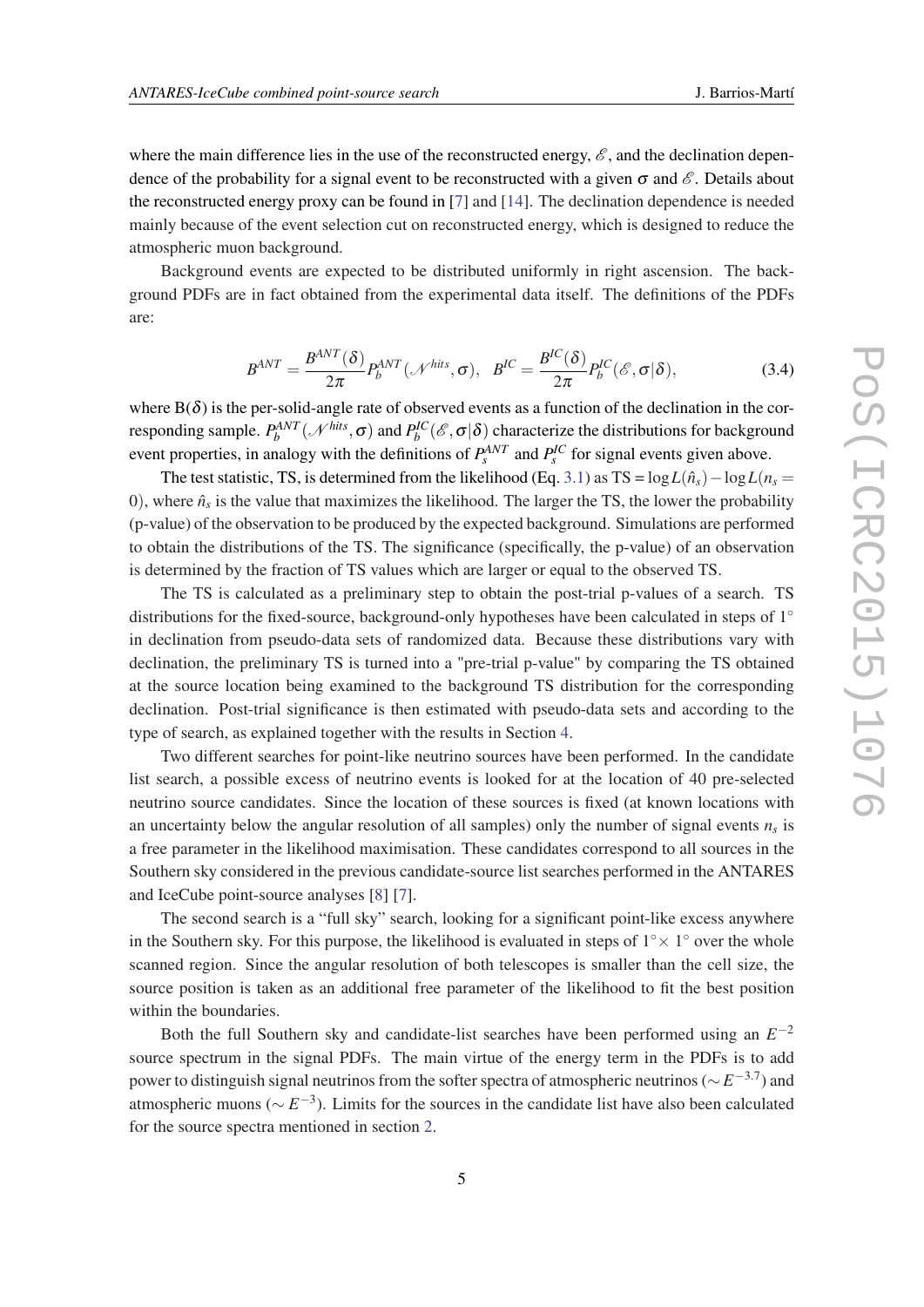where the main difference lies in the use of the reconstructed energy, $\mathscr{E}$, and the declination dependence of the probability for a signal event to be reconstructed with a given $\sigma$ and $\mathscr{E}$. Details about the reconstructed energy proxy can be found in [7] and [14]. The declination dependence is needed mainly because of the event selection cut on reconstructed energy, which is designed to reduce the atmospheric muon background.

Background events are expected to be distributed uniformly in right ascension. The background PDFs are in fact obtained from the experimental data itself. The definitions of the PDFs are:

$$B^{ANT} = \frac{B^{ANT}(\delta)}{2\pi} P_b^{ANT}(\mathscr{N}^{hits}, \sigma), \quad B^{IC} = \frac{B^{IC}(\delta)}{2\pi} P_b^{IC}(\mathscr{E}, \sigma | \delta), \tag{3.4}$$

where $B(\delta)$ is the per-solid-angle rate of observed events as a function of the declination in the corresponding sample. $P_b^{ANT}(\mathscr{N}^{hits}, \sigma)$ and $P_b^{IC}(\mathscr{E}, \sigma|\delta)$ characterize the distributions for background event properties, in analogy with the definitions of $P_s^{ANT}$ and $P_s^{IC}$ for signal events given above.

The test statistic, TS, is determined from the likelihood (Eq. 3.1) as $\mathrm{TS} = \log L(\hat{n}_s) - \log L(n_s = 0)$, where $\hat{n}_s$ is the value that maximizes the likelihood. The larger the TS, the lower the probability (p-value) of the observation to be produced by the expected background. Simulations are performed to obtain the distributions of the TS. The significance (specifically, the p-value) of an observation is determined by the fraction of TS values which are larger or equal to the observed TS.

The TS is calculated as a preliminary step to obtain the post-trial p-values of a search. TS distributions for the fixed-source, background-only hypotheses have been calculated in steps of $1^\circ$ in declination from pseudo-data sets of randomized data. Because these distributions vary with declination, the preliminary TS is turned into a "pre-trial p-value" by comparing the TS obtained at the source location being examined to the background TS distribution for the corresponding declination. Post-trial significance is then estimated with pseudo-data sets and according to the type of search, as explained together with the results in Section 4.

Two different searches for point-like neutrino sources have been performed. In the candidate list search, a possible excess of neutrino events is looked for at the location of 40 pre-selected neutrino source candidates. Since the location of these sources is fixed (at known locations with an uncertainty below the angular resolution of all samples) only the number of signal events $n_s$ is a free parameter in the likelihood maximisation. These candidates correspond to all sources in the Southern sky considered in the previous candidate-source list searches performed in the ANTARES and IceCube point-source analyses [8] [7].

The second search is a "full sky" search, looking for a significant point-like excess anywhere in the Southern sky. For this purpose, the likelihood is evaluated in steps of $1^\circ \times 1^\circ$ over the whole scanned region. Since the angular resolution of both telescopes is smaller than the cell size, the source position is taken as an additional free parameter of the likelihood to fit the best position within the boundaries.

Both the full Southern sky and candidate-list searches have been performed using an $E^{-2}$ source spectrum in the signal PDFs. The main virtue of the energy term in the PDFs is to add power to distinguish signal neutrinos from the softer spectra of atmospheric neutrinos ($\sim E^{-3.7}$) and atmospheric muons ($\sim E^{-3}$). Limits for the sources in the candidate list have also been calculated for the source spectra mentioned in section 2.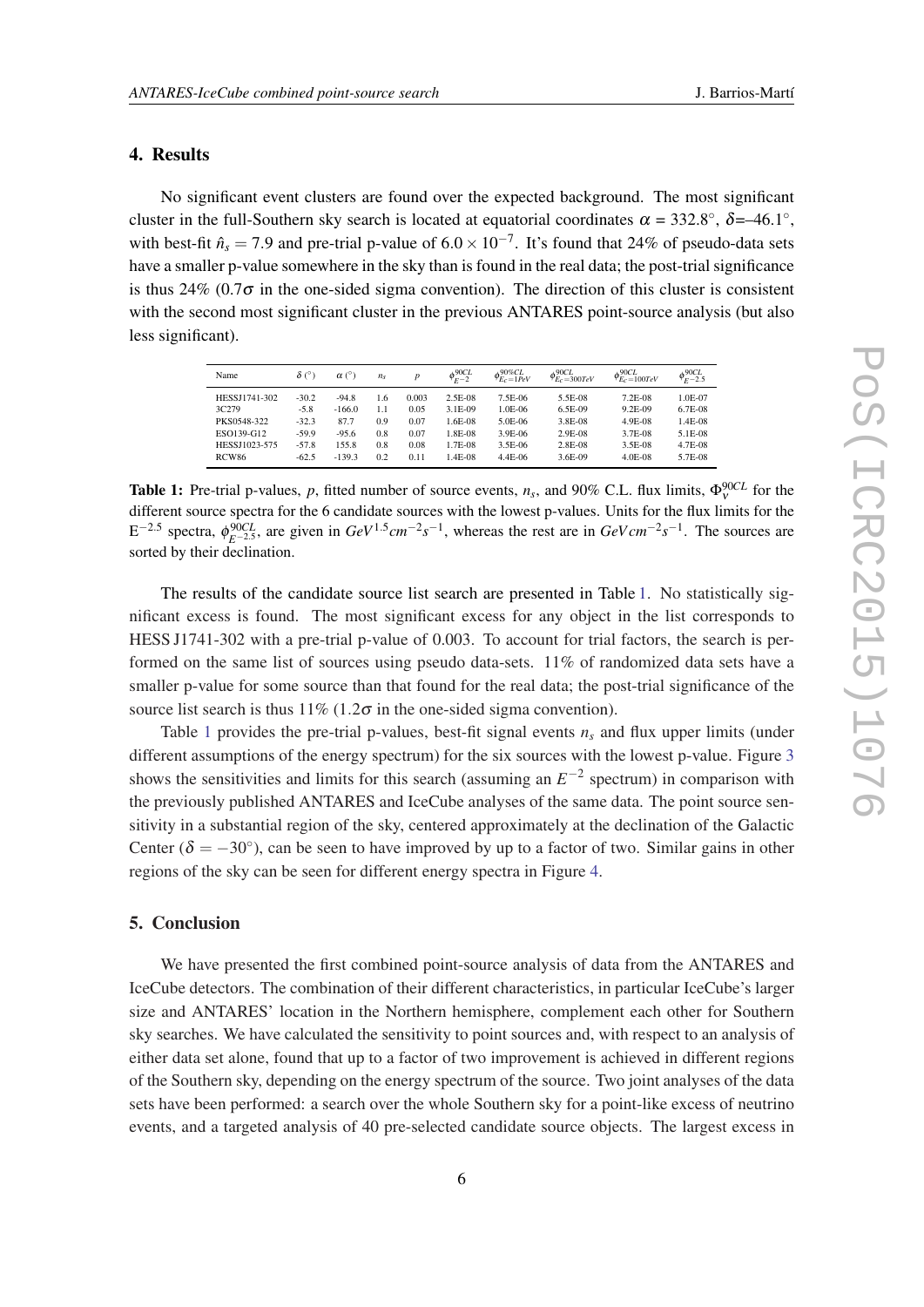## 4. Results

No significant event clusters are found over the expected background. The most significant cluster in the full-Southern sky search is located at equatorial coordinates $\alpha = 332.8°$, $\delta$=–46.1°, with best-fit $\hat{n}_s = 7.9$ and pre-trial p-value of $6.0 \times 10^{-7}$. It's found that 24% of pseudo-data sets have a smaller p-value somewhere in the sky than is found in the real data; the post-trial significance is thus 24% (0.7$\sigma$ in the one-sided sigma convention). The direction of this cluster is consistent with the second most significant cluster in the previous ANTARES point-source analysis (but also less significant).

| Name | $\delta$ (°) | $\alpha$ (°) | $n_s$ | $p$ | $\phi^{90CL}_{E^{-2}}$ | $\phi^{90\%CL}_{E_c=1PeV}$ | $\phi^{90CL}_{E_c=300TeV}$ | $\phi^{90CL}_{E_c=100TeV}$ | $\phi^{90CL}_{E^{-2.5}}$ |
|---|---|---|---|---|---|---|---|---|---|
| HESSJ1741-302 | -30.2 | -94.8 | 1.6 | 0.003 | 2.5E-08 | 7.5E-06 | 5.5E-08 | 7.2E-08 | 1.0E-07 |
| 3C279 | -5.8 | -166.0 | 1.1 | 0.05 | 3.1E-09 | 1.0E-06 | 6.5E-09 | 9.2E-09 | 6.7E-08 |
| PKS0548-322 | -32.3 | 87.7 | 0.9 | 0.07 | 1.6E-08 | 5.0E-06 | 3.8E-08 | 4.9E-08 | 1.4E-08 |
| ESO139-G12 | -59.9 | -95.6 | 0.8 | 0.07 | 1.8E-08 | 3.9E-06 | 2.9E-08 | 3.7E-08 | 5.1E-08 |
| HESSJ1023-575 | -57.8 | 155.8 | 0.8 | 0.08 | 1.7E-08 | 3.5E-06 | 2.8E-08 | 3.5E-08 | 4.7E-08 |
| RCW86 | -62.5 | -139.3 | 0.2 | 0.11 | 1.4E-08 | 4.4E-06 | 3.6E-09 | 4.0E-08 | 5.7E-08 |

**Table 1:** Pre-trial p-values, $p$, fitted number of source events, $n_s$, and 90% C.L. flux limits, $\Phi^{90CL}_{\nu}$ for the different source spectra for the 6 candidate sources with the lowest p-values. Units for the flux limits for the $E^{-2.5}$ spectra, $\phi^{90CL}_{E^{-2.5}}$, are given in $GeV^{1.5}cm^{-2}s^{-1}$, whereas the rest are in $GeV cm^{-2}s^{-1}$. The sources are sorted by their declination.

The results of the candidate source list search are presented in Table 1. No statistically significant excess is found. The most significant excess for any object in the list corresponds to HESS J1741-302 with a pre-trial p-value of 0.003. To account for trial factors, the search is performed on the same list of sources using pseudo data-sets. 11% of randomized data sets have a smaller p-value for some source than that found for the real data; the post-trial significance of the source list search is thus 11% (1.2$\sigma$ in the one-sided sigma convention).

Table 1 provides the pre-trial p-values, best-fit signal events $n_s$ and flux upper limits (under different assumptions of the energy spectrum) for the six sources with the lowest p-value. Figure 3 shows the sensitivities and limits for this search (assuming an $E^{-2}$ spectrum) in comparison with the previously published ANTARES and IceCube analyses of the same data. The point source sensitivity in a substantial region of the sky, centered approximately at the declination of the Galactic Center ($\delta = -30°$), can be seen to have improved by up to a factor of two. Similar gains in other regions of the sky can be seen for different energy spectra in Figure 4.

## 5. Conclusion

We have presented the first combined point-source analysis of data from the ANTARES and IceCube detectors. The combination of their different characteristics, in particular IceCube's larger size and ANTARES' location in the Northern hemisphere, complement each other for Southern sky searches. We have calculated the sensitivity to point sources and, with respect to an analysis of either data set alone, found that up to a factor of two improvement is achieved in different regions of the Southern sky, depending on the energy spectrum of the source. Two joint analyses of the data sets have been performed: a search over the whole Southern sky for a point-like excess of neutrino events, and a targeted analysis of 40 pre-selected candidate source objects. The largest excess in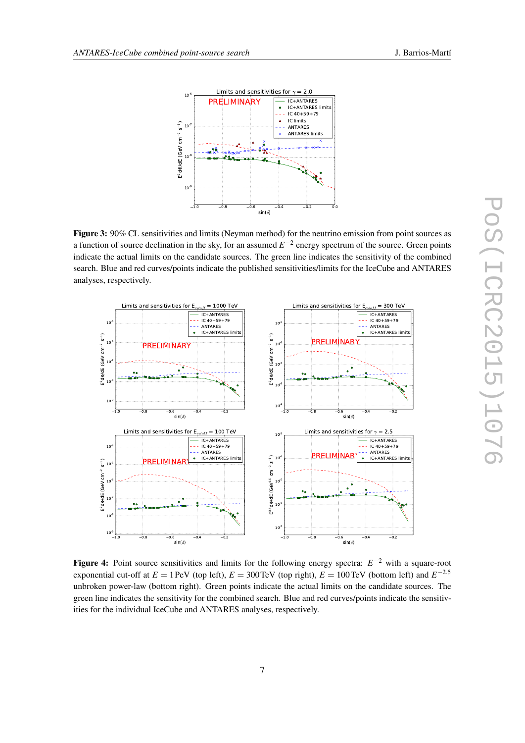**Figure 3:** 90% CL sensitivities and limits (Neyman method) for the neutrino emission from point sources as a function of source declination in the sky, for an assumed $E^{-2}$ energy spectrum of the source. Green points indicate the actual limits on the candidate sources. The green line indicates the sensitivity of the combined search. Blue and red curves/points indicate the published sensitivities/limits for the IceCube and ANTARES analyses, respectively.

**Figure 4:** Point source sensitivities and limits for the following energy spectra: $E^{-2}$ with a square-root exponential cut-off at $E = 1\,\text{PeV}$ (top left), $E = 300\,\text{TeV}$ (top right), $E = 100\,\text{TeV}$ (bottom left) and $E^{-2.5}$ unbroken power-law (bottom right). Green points indicate the actual limits on the candidate sources. The green line indicates the sensitivity for the combined search. Blue and red curves/points indicate the sensitivities for the individual IceCube and ANTARES analyses, respectively.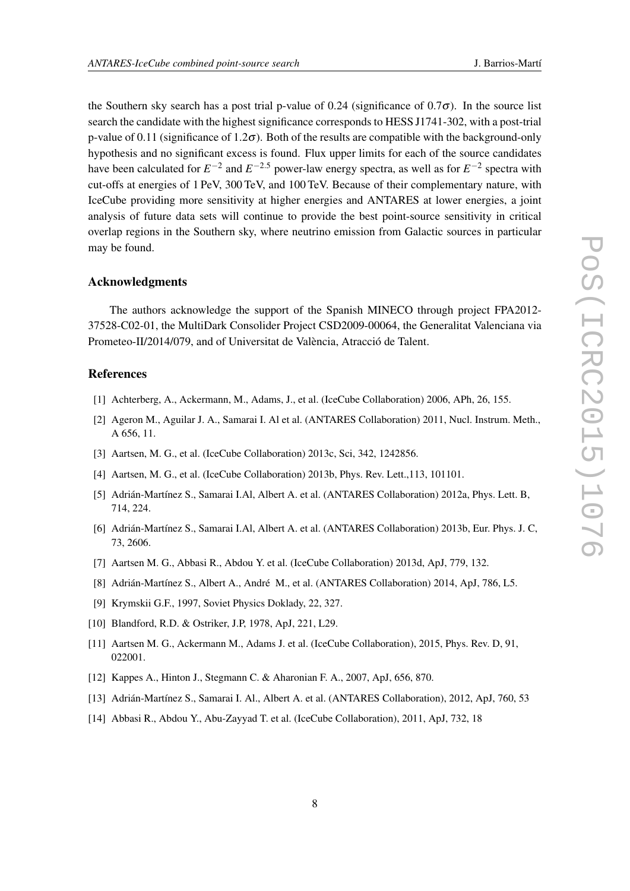the Southern sky search has a post trial p-value of 0.24 (significance of $0.7\sigma$). In the source list search the candidate with the highest significance corresponds to HESS J1741-302, with a post-trial p-value of 0.11 (significance of $1.2\sigma$). Both of the results are compatible with the background-only hypothesis and no significant excess is found. Flux upper limits for each of the source candidates have been calculated for $E^{-2}$ and $E^{-2.5}$ power-law energy spectra, as well as for $E^{-2}$ spectra with cut-offs at energies of 1 PeV, 300 TeV, and 100 TeV. Because of their complementary nature, with IceCube providing more sensitivity at higher energies and ANTARES at lower energies, a joint analysis of future data sets will continue to provide the best point-source sensitivity in critical overlap regions in the Southern sky, where neutrino emission from Galactic sources in particular may be found.

## Acknowledgments

The authors acknowledge the support of the Spanish MINECO through project FPA2012-37528-C02-01, the MultiDark Consolider Project CSD2009-00064, the Generalitat Valenciana via Prometeo-II/2014/079, and of Universitat de València, Atracció de Talent.

## References

[1] Achterberg, A., Ackermann, M., Adams, J., et al. (IceCube Collaboration) 2006, APh, 26, 155.

[2] Ageron M., Aguilar J. A., Samarai I. Al et al. (ANTARES Collaboration) 2011, Nucl. Instrum. Meth., A 656, 11.

[3] Aartsen, M. G., et al. (IceCube Collaboration) 2013c, Sci, 342, 1242856.

[4] Aartsen, M. G., et al. (IceCube Collaboration) 2013b, Phys. Rev. Lett.,113, 101101.

[5] Adrián-Martínez S., Samarai I.Al, Albert A. et al. (ANTARES Collaboration) 2012a, Phys. Lett. B, 714, 224.

[6] Adrián-Martínez S., Samarai I.Al, Albert A. et al. (ANTARES Collaboration) 2013b, Eur. Phys. J. C, 73, 2606.

[7] Aartsen M. G., Abbasi R., Abdou Y. et al. (IceCube Collaboration) 2013d, ApJ, 779, 132.

[8] Adrián-Martínez S., Albert A., André M., et al. (ANTARES Collaboration) 2014, ApJ, 786, L5.

[9] Krymskii G.F., 1997, Soviet Physics Doklady, 22, 327.

[10] Blandford, R.D. & Ostriker, J.P, 1978, ApJ, 221, L29.

[11] Aartsen M. G., Ackermann M., Adams J. et al. (IceCube Collaboration), 2015, Phys. Rev. D, 91, 022001.

[12] Kappes A., Hinton J., Stegmann C. & Aharonian F. A., 2007, ApJ, 656, 870.

[13] Adrián-Martínez S., Samarai I. Al., Albert A. et al. (ANTARES Collaboration), 2012, ApJ, 760, 53

[14] Abbasi R., Abdou Y., Abu-Zayyad T. et al. (IceCube Collaboration), 2011, ApJ, 732, 18